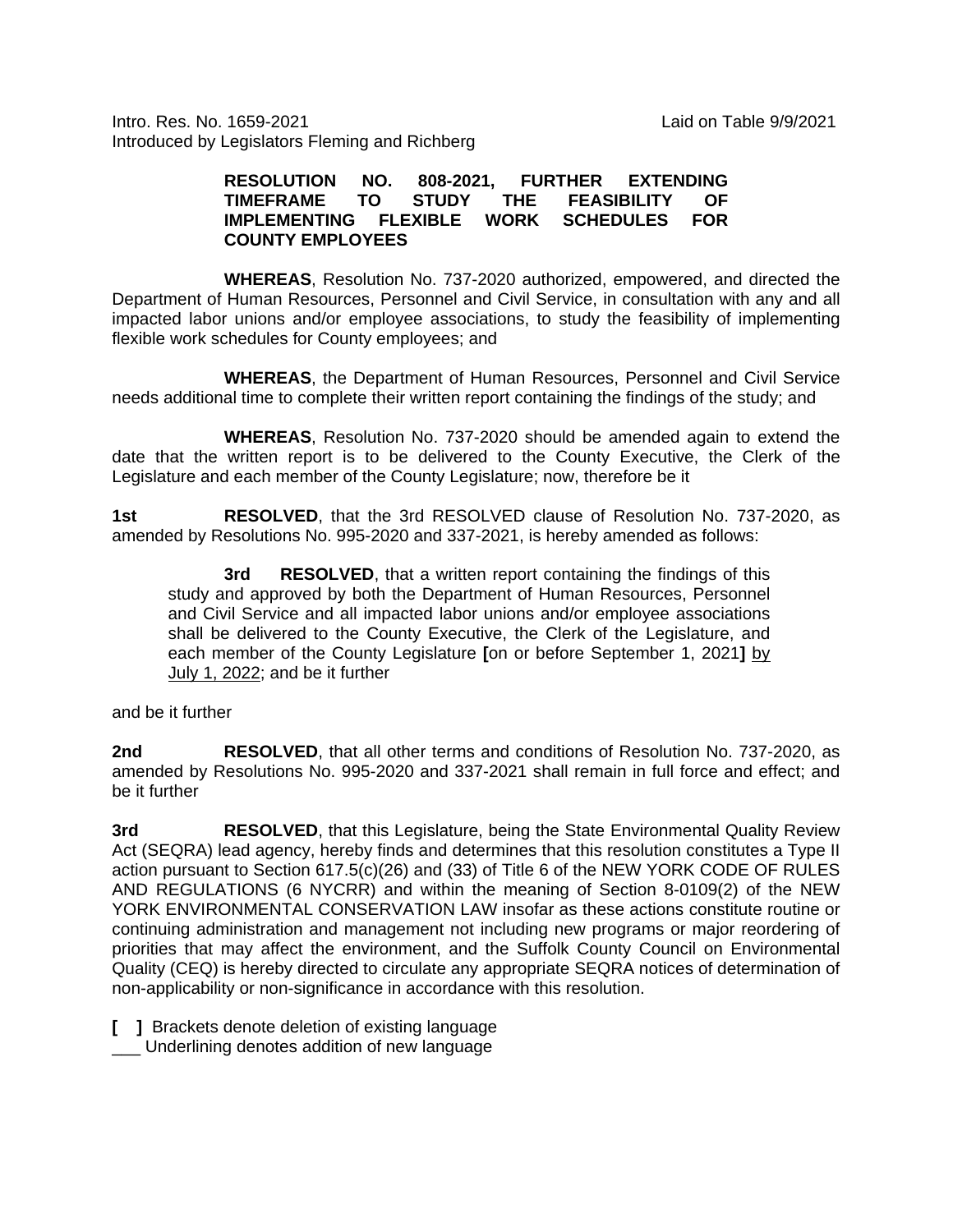Intro. Res. No. 1659-2021 Laid on Table 9/9/2021
Introduced by Legislators Fleming and Richberg

**RESOLUTION NO. 808-2021, FURTHER EXTENDING TIMEFRAME TO STUDY THE FEASIBILITY OF IMPLEMENTING FLEXIBLE WORK SCHEDULES FOR COUNTY EMPLOYEES**

**WHEREAS**, Resolution No. 737-2020 authorized, empowered, and directed the Department of Human Resources, Personnel and Civil Service, in consultation with any and all impacted labor unions and/or employee associations, to study the feasibility of implementing flexible work schedules for County employees; and

**WHEREAS**, the Department of Human Resources, Personnel and Civil Service needs additional time to complete their written report containing the findings of the study; and

**WHEREAS**, Resolution No. 737-2020 should be amended again to extend the date that the written report is to be delivered to the County Executive, the Clerk of the Legislature and each member of the County Legislature; now, therefore be it

**1st** **RESOLVED**, that the 3rd RESOLVED clause of Resolution No. 737-2020, as amended by Resolutions No. 995-2020 and 337-2021, is hereby amended as follows:

> **3rd** **RESOLVED**, that a written report containing the findings of this study and approved by both the Department of Human Resources, Personnel and Civil Service and all impacted labor unions and/or employee associations shall be delivered to the County Executive, the Clerk of the Legislature, and each member of the County Legislature **[**on or before September 1, 2021**]** <u>by July 1, 2022</u>; and be it further

and be it further

**2nd** **RESOLVED**, that all other terms and conditions of Resolution No. 737-2020, as amended by Resolutions No. 995-2020 and 337-2021 shall remain in full force and effect; and be it further

**3rd** **RESOLVED**, that this Legislature, being the State Environmental Quality Review Act (SEQRA) lead agency, hereby finds and determines that this resolution constitutes a Type II action pursuant to Section 617.5(c)(26) and (33) of Title 6 of the NEW YORK CODE OF RULES AND REGULATIONS (6 NYCRR) and within the meaning of Section 8-0109(2) of the NEW YORK ENVIRONMENTAL CONSERVATION LAW insofar as these actions constitute routine or continuing administration and management not including new programs or major reordering of priorities that may affect the environment, and the Suffolk County Council on Environmental Quality (CEQ) is hereby directed to circulate any appropriate SEQRA notices of determination of non-applicability or non-significance in accordance with this resolution.

**[ ]** Brackets denote deletion of existing language
___ Underlining denotes addition of new language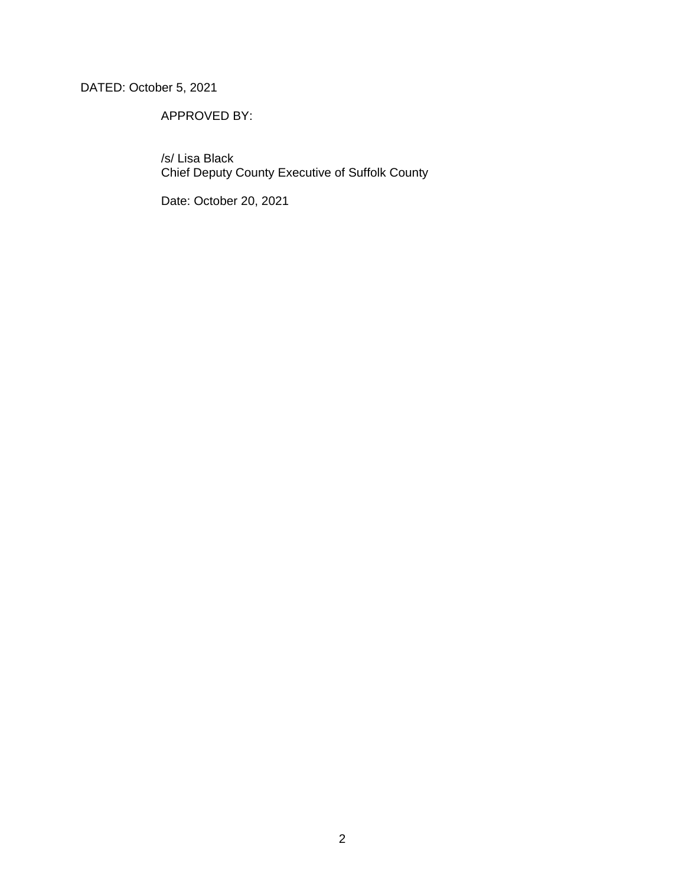DATED: October 5, 2021

APPROVED BY:

/s/ Lisa Black
Chief Deputy County Executive of Suffolk County

Date: October 20, 2021